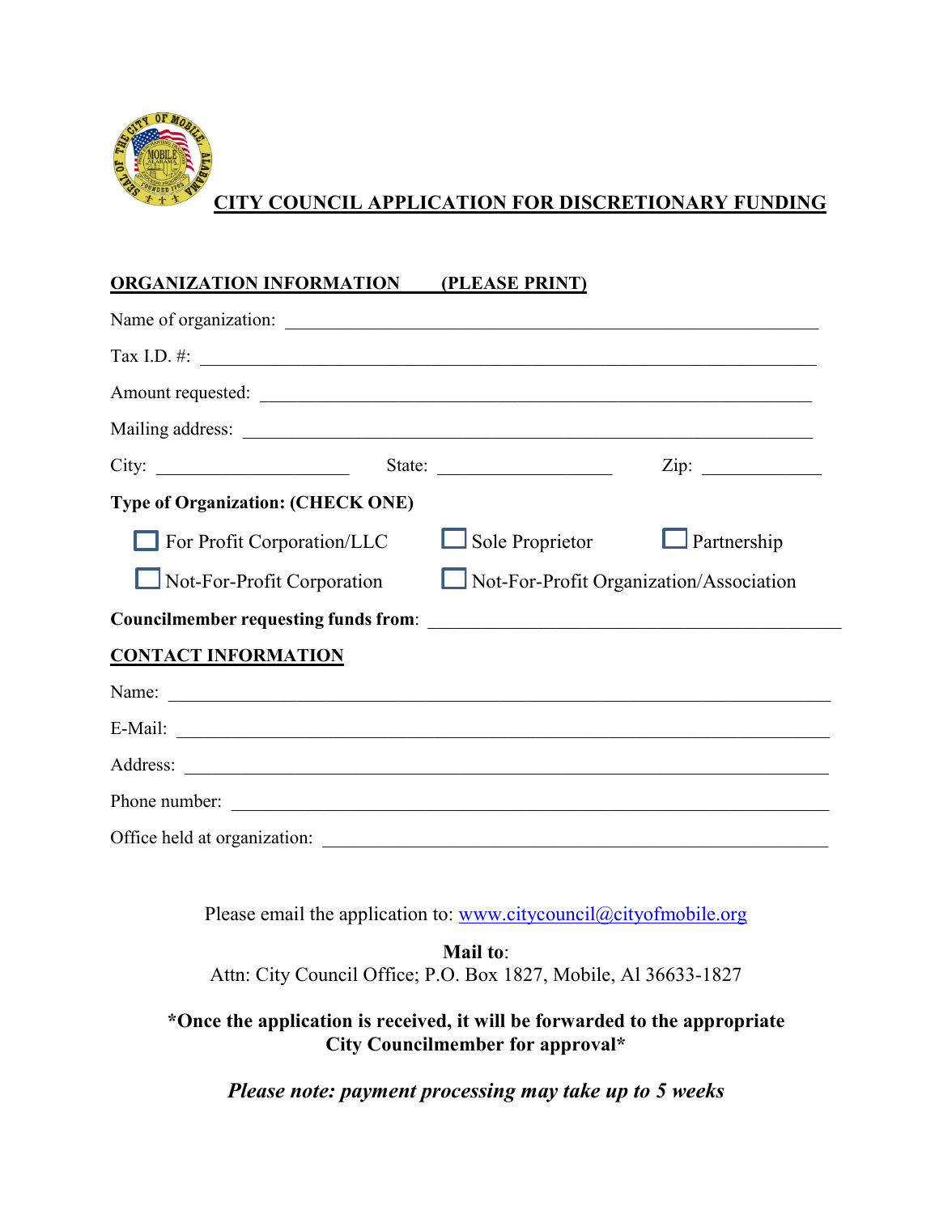# CITY COUNCIL APPLICATION FOR DISCRETIONARY FUNDING

**ORGANIZATION INFORMATION (PLEASE PRINT)**

Name of organization: ____________________________________________________________

Tax I.D. #: ______________________________________________________________________

Amount requested: ________________________________________________________________

Mailing address: _________________________________________________________________

City: ______________________ State: ___________________ Zip: _____________

**Type of Organization: (CHECK ONE)**

☐ For Profit Corporation/LLC ☐ Sole Proprietor ☐ Partnership

☐ Not-For-Profit Corporation ☐ Not-For-Profit Organization/Association

**Councilmember requesting funds from**: ____________________________________________

**CONTACT INFORMATION**

Name: ___________________________________________________________________________

E-Mail: __________________________________________________________________________

Address: _________________________________________________________________________

Phone number: ____________________________________________________________________

Office held at organization: ________________________________________________________

Please email the application to: www.citycouncil@cityofmobile.org

**Mail to**:
Attn: City Council Office; P.O. Box 1827, Mobile, Al 36633-1827

**\*Once the application is received, it will be forwarded to the appropriate City Councilmember for approval\***

***Please note: payment processing may take up to 5 weeks***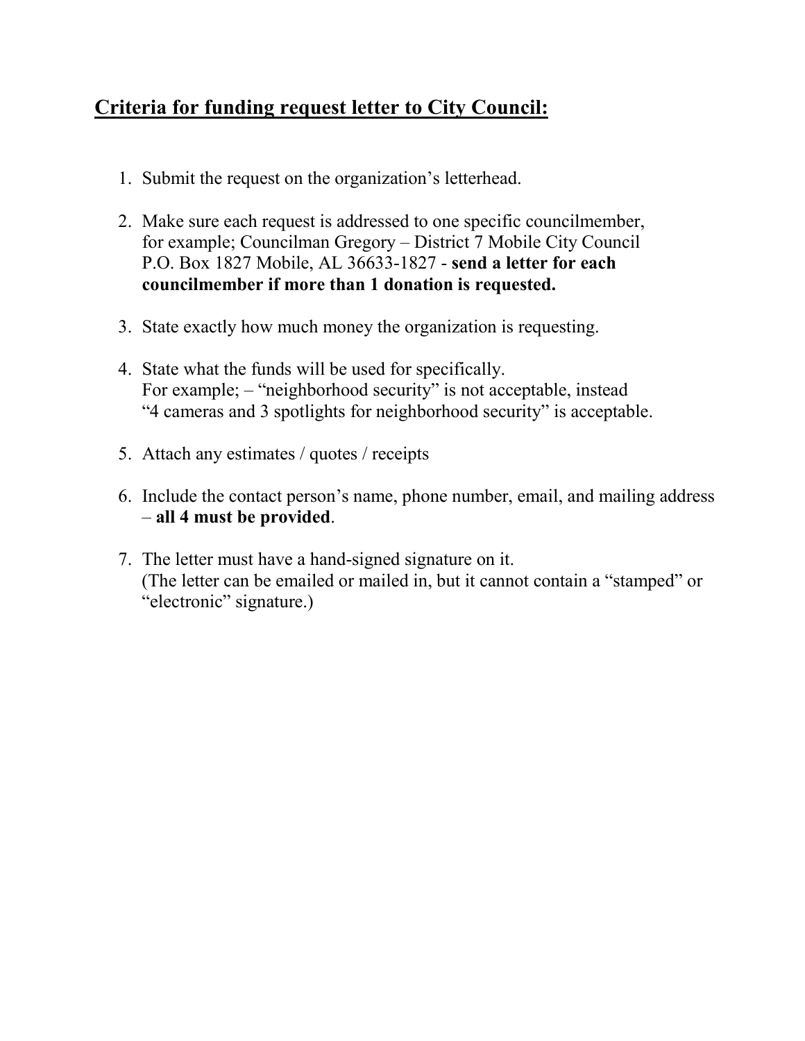## Criteria for funding request letter to City Council:

1. Submit the request on the organization's letterhead.

2. Make sure each request is addressed to one specific councilmember, for example; Councilman Gregory – District 7 Mobile City Council P.O. Box 1827 Mobile, AL 36633-1827 - **send a letter for each councilmember if more than 1 donation is requested.**

3. State exactly how much money the organization is requesting.

4. State what the funds will be used for specifically.
   For example; – "neighborhood security" is not acceptable, instead "4 cameras and 3 spotlights for neighborhood security" is acceptable.

5. Attach any estimates / quotes / receipts

6. Include the contact person's name, phone number, email, and mailing address – **all 4 must be provided**.

7. The letter must have a hand-signed signature on it.
   (The letter can be emailed or mailed in, but it cannot contain a "stamped" or "electronic" signature.)